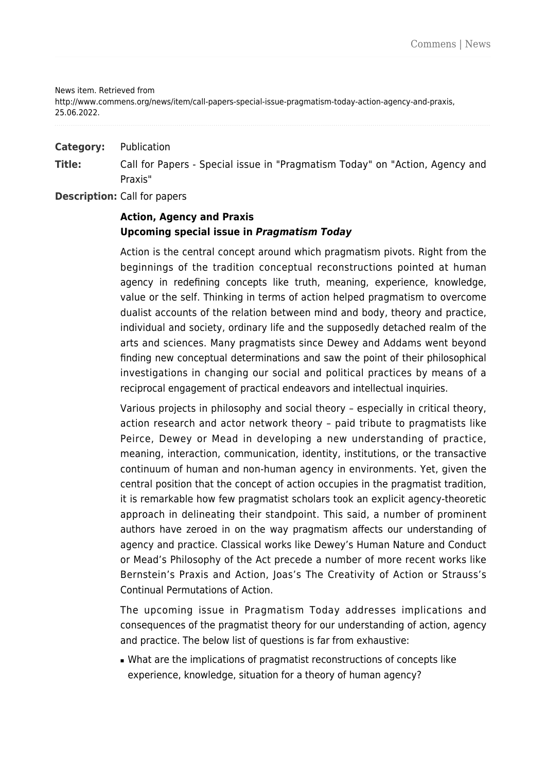News item. Retrieved from http://www.commens.org/news/item/call-papers-special-issue-pragmatism-today-action-agency-and-praxis, 25.06.2022.

**Category:** Publication

**Title:** Call for Papers - Special issue in "Pragmatism Today" on "Action, Agency and Praxis"

**Description:** Call for papers

**Action, Agency and Praxis**
**Upcoming special issue in *Pragmatism Today***

Action is the central concept around which pragmatism pivots. Right from the beginnings of the tradition conceptual reconstructions pointed at human agency in redefining concepts like truth, meaning, experience, knowledge, value or the self. Thinking in terms of action helped pragmatism to overcome dualist accounts of the relation between mind and body, theory and practice, individual and society, ordinary life and the supposedly detached realm of the arts and sciences. Many pragmatists since Dewey and Addams went beyond finding new conceptual determinations and saw the point of their philosophical investigations in changing our social and political practices by means of a reciprocal engagement of practical endeavors and intellectual inquiries.

Various projects in philosophy and social theory – especially in critical theory, action research and actor network theory – paid tribute to pragmatists like Peirce, Dewey or Mead in developing a new understanding of practice, meaning, interaction, communication, identity, institutions, or the transactive continuum of human and non-human agency in environments. Yet, given the central position that the concept of action occupies in the pragmatist tradition, it is remarkable how few pragmatist scholars took an explicit agency-theoretic approach in delineating their standpoint. This said, a number of prominent authors have zeroed in on the way pragmatism affects our understanding of agency and practice. Classical works like Dewey's Human Nature and Conduct or Mead's Philosophy of the Act precede a number of more recent works like Bernstein's Praxis and Action, Joas's The Creativity of Action or Strauss's Continual Permutations of Action.

The upcoming issue in Pragmatism Today addresses implications and consequences of the pragmatist theory for our understanding of action, agency and practice. The below list of questions is far from exhaustive:

- What are the implications of pragmatist reconstructions of concepts like experience, knowledge, situation for a theory of human agency?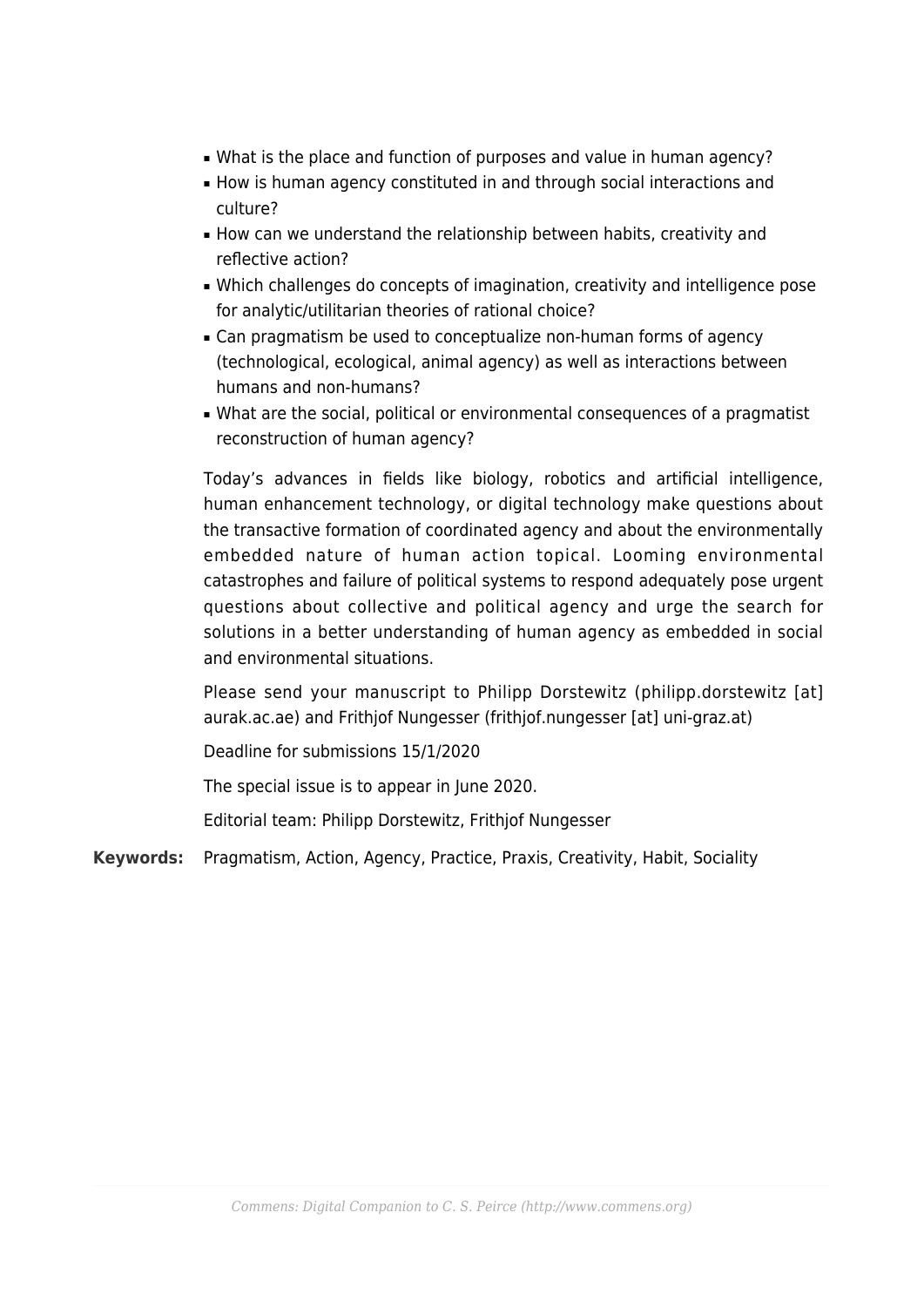- What is the place and function of purposes and value in human agency?
- How is human agency constituted in and through social interactions and culture?
- How can we understand the relationship between habits, creativity and reflective action?
- Which challenges do concepts of imagination, creativity and intelligence pose for analytic/utilitarian theories of rational choice?
- Can pragmatism be used to conceptualize non-human forms of agency (technological, ecological, animal agency) as well as interactions between humans and non-humans?
- What are the social, political or environmental consequences of a pragmatist reconstruction of human agency?

Today's advances in fields like biology, robotics and artificial intelligence, human enhancement technology, or digital technology make questions about the transactive formation of coordinated agency and about the environmentally embedded nature of human action topical. Looming environmental catastrophes and failure of political systems to respond adequately pose urgent questions about collective and political agency and urge the search for solutions in a better understanding of human agency as embedded in social and environmental situations.

Please send your manuscript to Philipp Dorstewitz (philipp.dorstewitz [at] aurak.ac.ae) and Frithjof Nungesser (frithjof.nungesser [at] uni-graz.at)

Deadline for submissions 15/1/2020

The special issue is to appear in June 2020.

Editorial team: Philipp Dorstewitz, Frithjof Nungesser

**Keywords:** Pragmatism, Action, Agency, Practice, Praxis, Creativity, Habit, Sociality